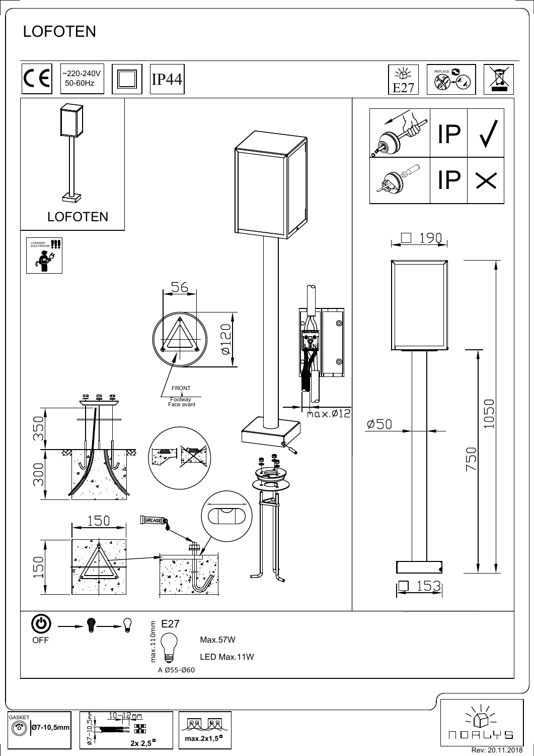# LOFOTEN

~220-240V
50-60Hz

IP44

E27

REPLACE

IP ✓

IP ✗

LOFOTEN

LICENSED ELECTRICIAN

□ 190

56

Ø120

FRONT
Footway
Face avant

max.Ø12

Ø50

1050

750

350

300

150

150

GREASE

□ 153

OFF

E27

max.110mm

Max.57W

LED Max.11W

A Ø55-Ø60

GASKET **Ø7-10,5mm**

Ø7-10,5mm 10-12mm **2x 2,5**

**max.2x1,5**

NORLYS

Rev: 20.11.2018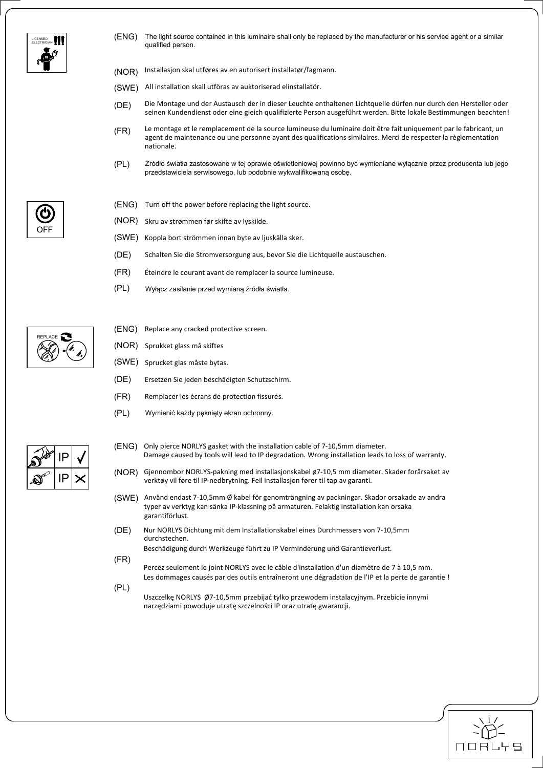LICENSED ELECTRICIAN !!!

(ENG) The light source contained in this luminaire shall only be replaced by the manufacturer or his service agent or a similar qualified person.

(NOR) Installasjon skal utføres av en autorisert installatør/fagmann.

(SWE) All installation skall utföras av auktoriserad elinstallatör.

(DE) Die Montage und der Austausch der in dieser Leuchte enthaltenen Lichtquelle dürfen nur durch den Hersteller oder seinen Kundendienst oder eine gleich qualifizierte Person ausgeführt werden. Bitte lokale Bestimmungen beachten!

(FR) Le montage et le remplacement de la source lumineuse du luminaire doit être fait uniquement par le fabricant, un agent de maintenance ou une personne ayant des qualifications similaires. Merci de respecter la règlementation nationale.

(PL) Źródło światła zastosowane w tej oprawie oświetleniowej powinno być wymieniane wyłącznie przez producenta lub jego przedstawiciela serwisowego, lub podobnie wykwalifikowaną osobę.

OFF

(ENG) Turn off the power before replacing the light source.

(NOR) Skru av strømmen før skifte av lyskilde.

(SWE) Koppla bort strömmen innan byte av ljuskälla sker.

(DE) Schalten Sie die Stromversorgung aus, bevor Sie die Lichtquelle austauschen.

(FR) Éteindre le courant avant de remplacer la source lumineuse.

(PL) Wyłącz zasilanie przed wymianą źródła światła.

REPLACE

(ENG) Replace any cracked protective screen.

(NOR) Sprukket glass må skiftes

(SWE) Sprucket glas måste bytas.

(DE) Ersetzen Sie jeden beschädigten Schutzschirm.

(FR) Remplacer les écrans de protection fissurés.

(PL) Wymienić każdy pęknięty ekran ochronny.

| | | |
|---|---|---|
| | IP | ✓ |
| | IP | ✕ |

(ENG) Only pierce NORLYS gasket with the installation cable of 7-10,5mm diameter. Damage caused by tools will lead to IP degradation. Wrong installation leads to loss of warranty.

(NOR) Gjennombor NORLYS-pakning med installasjonskabel ø7-10,5 mm diameter. Skader forårsaket av verktøy vil føre til IP-nedbrytning. Feil installasjon fører til tap av garanti.

(SWE) Använd endast 7-10,5mm Ø kabel för genomträngning av packningar. Skador orsakade av andra typer av verktyg kan sänka IP-klassning på armaturen. Felaktig installation kan orsaka garantiförlust.

(DE) Nur NORLYS Dichtung mit dem Installationskabel eines Durchmessers von 7-10,5mm durchstechen. Beschädigung durch Werkzeuge führt zu IP Verminderung und Garantieverlust.

(FR) Percez seulement le joint NORLYS avec le câble d'installation d'un diamètre de 7 à 10,5 mm. Les dommages causés par des outils entraîneront une dégradation de l'IP et la perte de garantie !

(PL) Uszczelkę NORLYS Ø7-10,5mm przebijać tylko przewodem instalacyjnym. Przebicie innymi narzędziami powoduje utratę szczelności IP oraz utratę gwarancji.

NORLYS